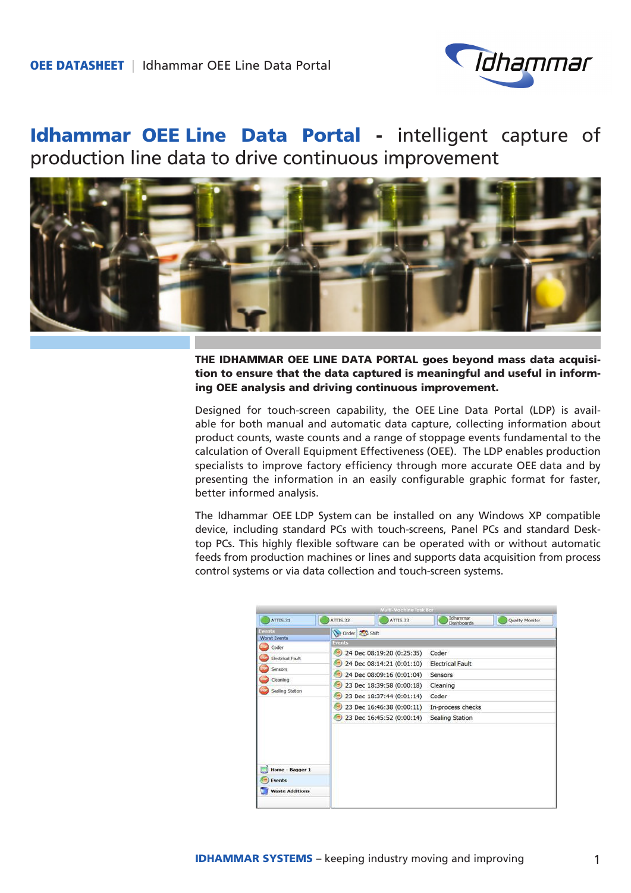# Idhammar OEE Line Data Portal - intelligent capture of production line data to drive continuous improvement

**THE IDHAMMAR OEE LINE DATA PORTAL goes beyond mass data acquisition to ensure that the data captured is meaningful and useful in informing OEE analysis and driving continuous improvement.**

Designed for touch-screen capability, the OEE Line Data Portal (LDP) is available for both manual and automatic data capture, collecting information about product counts, waste counts and a range of stoppage events fundamental to the calculation of Overall Equipment Effectiveness (OEE). The LDP enables production specialists to improve factory efficiency through more accurate OEE data and by presenting the information in an easily configurable graphic format for faster, better informed analysis.

The Idhammar OEE LDP System can be installed on any Windows XP compatible device, including standard PCs with touch-screens, Panel PCs and standard Desktop PCs. This highly flexible software can be operated with or without automatic feeds from production machines or lines and supports data acquisition from process control systems or via data collection and touch-screen systems.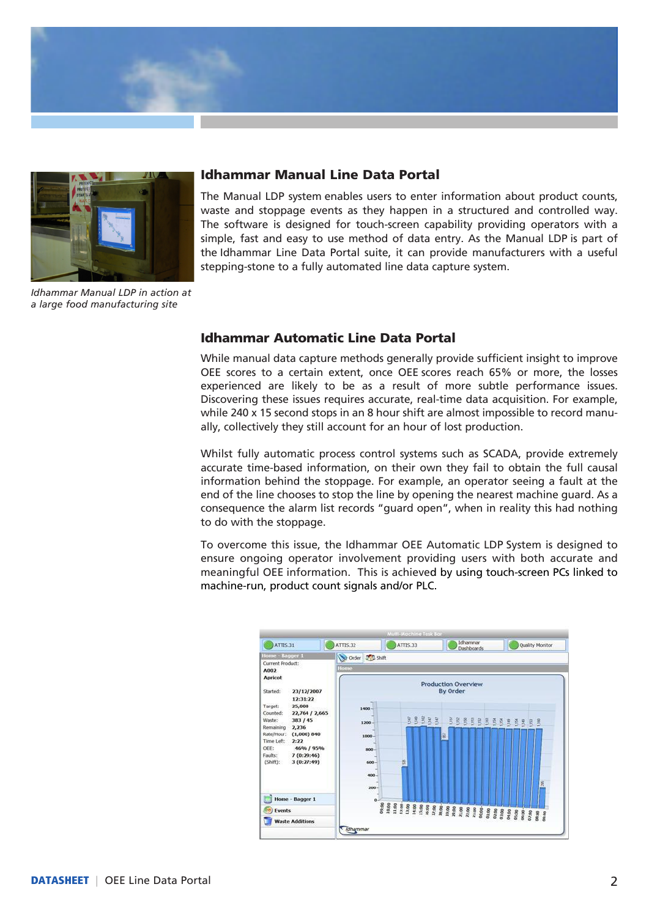*Idhammar Manual LDP in action at a large food manufacturing site*

## Idhammar Manual Line Data Portal

The Manual LDP system enables users to enter information about product counts, waste and stoppage events as they happen in a structured and controlled way. The software is designed for touch-screen capability providing operators with a simple, fast and easy to use method of data entry. As the Manual LDP is part of the Idhammar Line Data Portal suite, it can provide manufacturers with a useful stepping-stone to a fully automated line data capture system.

## Idhammar Automatic Line Data Portal

While manual data capture methods generally provide sufficient insight to improve OEE scores to a certain extent, once OEE scores reach 65% or more, the losses experienced are likely to be as a result of more subtle performance issues. Discovering these issues requires accurate, real-time data acquisition. For example, while 240 x 15 second stops in an 8 hour shift are almost impossible to record manually, collectively they still account for an hour of lost production.

Whilst fully automatic process control systems such as SCADA, provide extremely accurate time-based information, on their own they fail to obtain the full causal information behind the stoppage. For example, an operator seeing a fault at the end of the line chooses to stop the line by opening the nearest machine guard. As a consequence the alarm list records "guard open", when in reality this had nothing to do with the stoppage.

To overcome this issue, the Idhammar OEE Automatic LDP System is designed to ensure ongoing operator involvement providing users with both accurate and meaningful OEE information. This is achieved by using touch-screen PCs linked to machine-run, product count signals and/or PLC.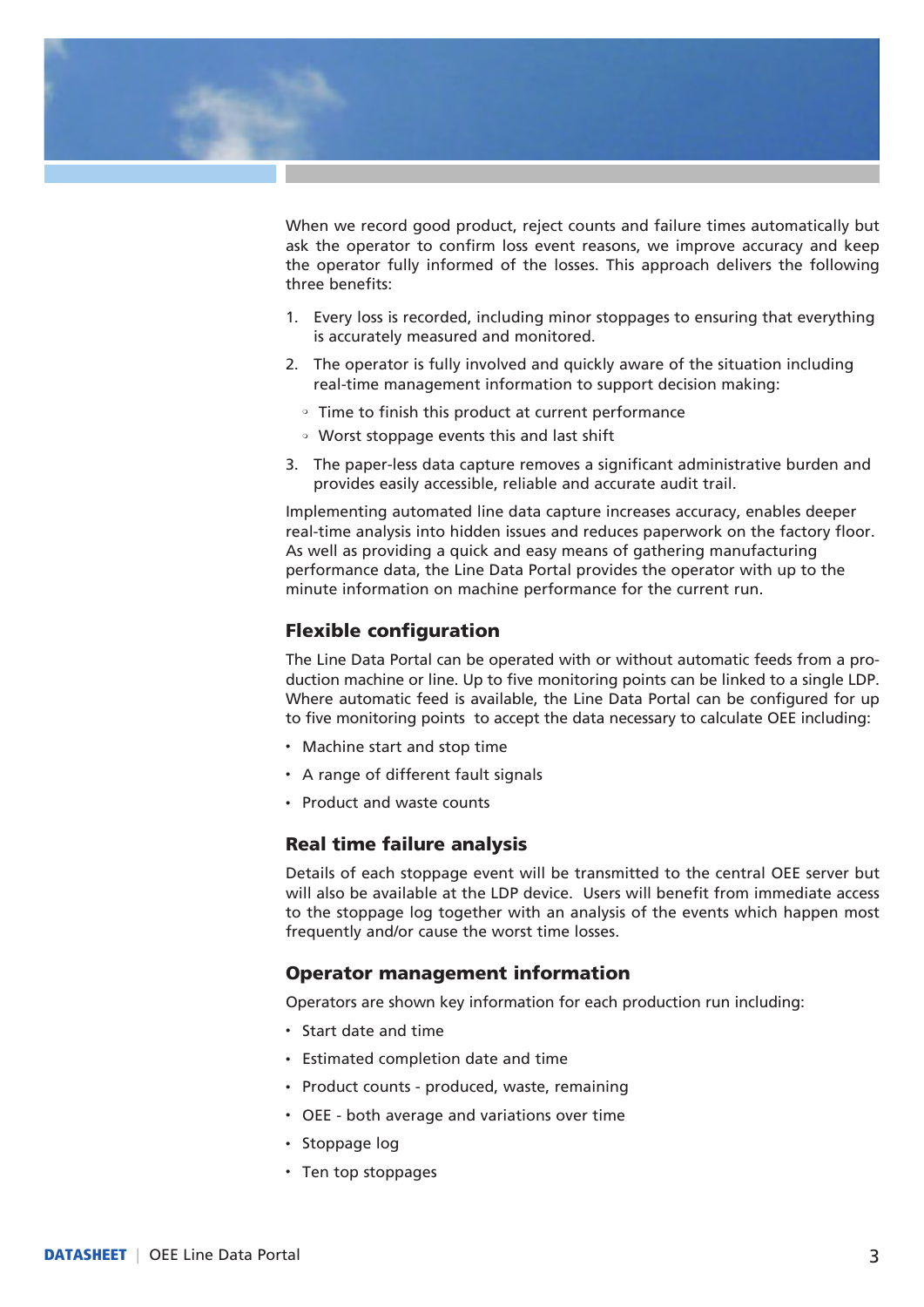When we record good product, reject counts and failure times automatically but ask the operator to confirm loss event reasons, we improve accuracy and keep the operator fully informed of the losses. This approach delivers the following three benefits:

1. Every loss is recorded, including minor stoppages to ensuring that everything is accurately measured and monitored.
2. The operator is fully involved and quickly aware of the situation including real-time management information to support decision making:
   - Time to finish this product at current performance
   - Worst stoppage events this and last shift
3. The paper-less data capture removes a significant administrative burden and provides easily accessible, reliable and accurate audit trail.

Implementing automated line data capture increases accuracy, enables deeper real-time analysis into hidden issues and reduces paperwork on the factory floor. As well as providing a quick and easy means of gathering manufacturing performance data, the Line Data Portal provides the operator with up to the minute information on machine performance for the current run.

## Flexible configuration

The Line Data Portal can be operated with or without automatic feeds from a production machine or line. Up to five monitoring points can be linked to a single LDP. Where automatic feed is available, the Line Data Portal can be configured for up to five monitoring points to accept the data necessary to calculate OEE including:

- Machine start and stop time
- A range of different fault signals
- Product and waste counts

## Real time failure analysis

Details of each stoppage event will be transmitted to the central OEE server but will also be available at the LDP device. Users will benefit from immediate access to the stoppage log together with an analysis of the events which happen most frequently and/or cause the worst time losses.

## Operator management information

Operators are shown key information for each production run including:

- Start date and time
- Estimated completion date and time
- Product counts - produced, waste, remaining
- OEE - both average and variations over time
- Stoppage log
- Ten top stoppages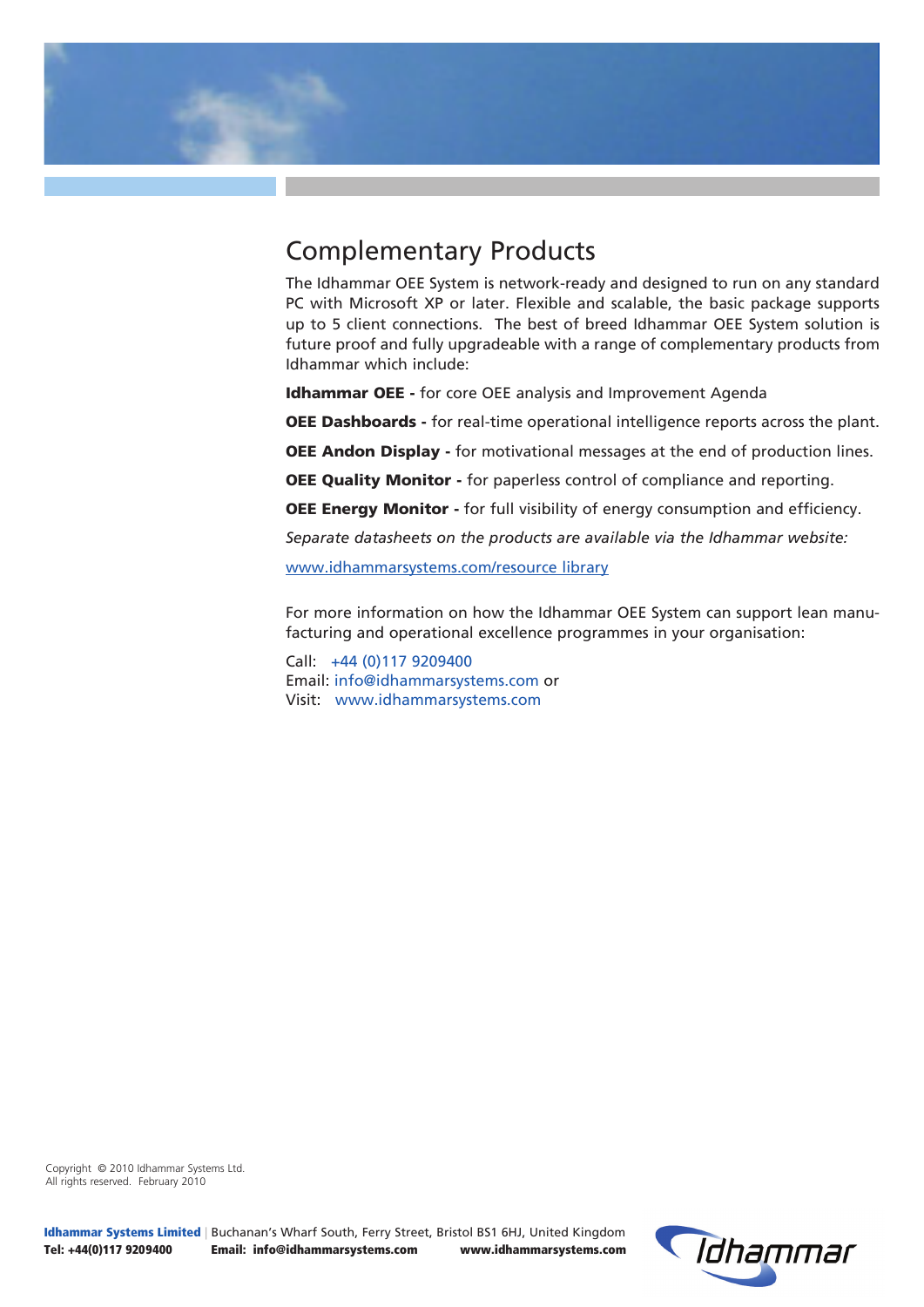## Complementary Products

The Idhammar OEE System is network-ready and designed to run on any standard PC with Microsoft XP or later. Flexible and scalable, the basic package supports up to 5 client connections. The best of breed Idhammar OEE System solution is future proof and fully upgradeable with a range of complementary products from Idhammar which include:

**Idhammar OEE -** for core OEE analysis and Improvement Agenda

**OEE Dashboards -** for real-time operational intelligence reports across the plant.

**OEE Andon Display -** for motivational messages at the end of production lines.

**OEE Quality Monitor -** for paperless control of compliance and reporting.

**OEE Energy Monitor -** for full visibility of energy consumption and efficiency.

*Separate datasheets on the products are available via the Idhammar website:*

www.idhammarsystems.com/resource library

For more information on how the Idhammar OEE System can support lean manufacturing and operational excellence programmes in your organisation:

Call: +44 (0)117 9209400
Email: info@idhammarsystems.com or
Visit: www.idhammarsystems.com

Copyright © 2010 Idhammar Systems Ltd.
All rights reserved. February 2010

**Idhammar Systems Limited** | Buchanan's Wharf South, Ferry Street, Bristol BS1 6HJ, United Kingdom
**Tel: +44(0)117 9209400** **Email: info@idhammarsystems.com** **www.idhammarsystems.com**

Idhammar